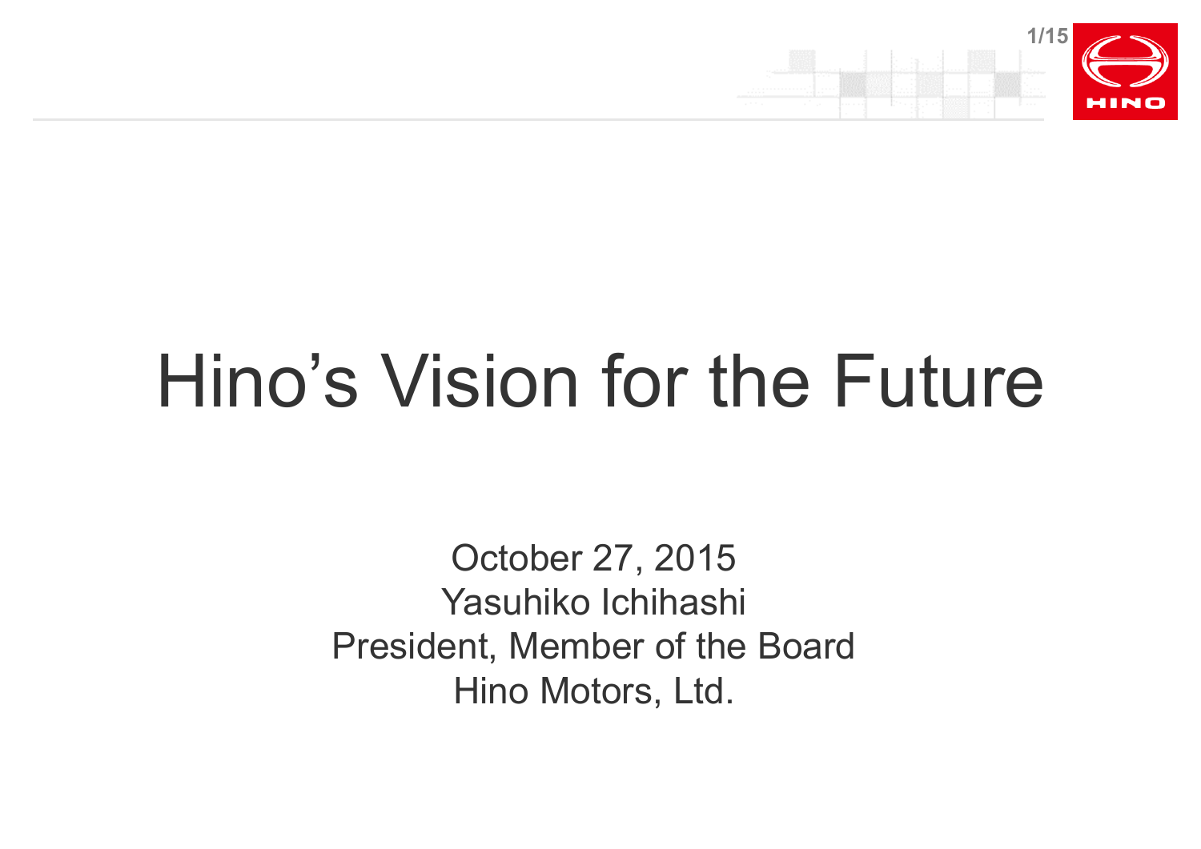# Hino's Vision for the Future

October 27, 2015
Yasuhiko Ichihashi
President, Member of the Board
Hino Motors, Ltd.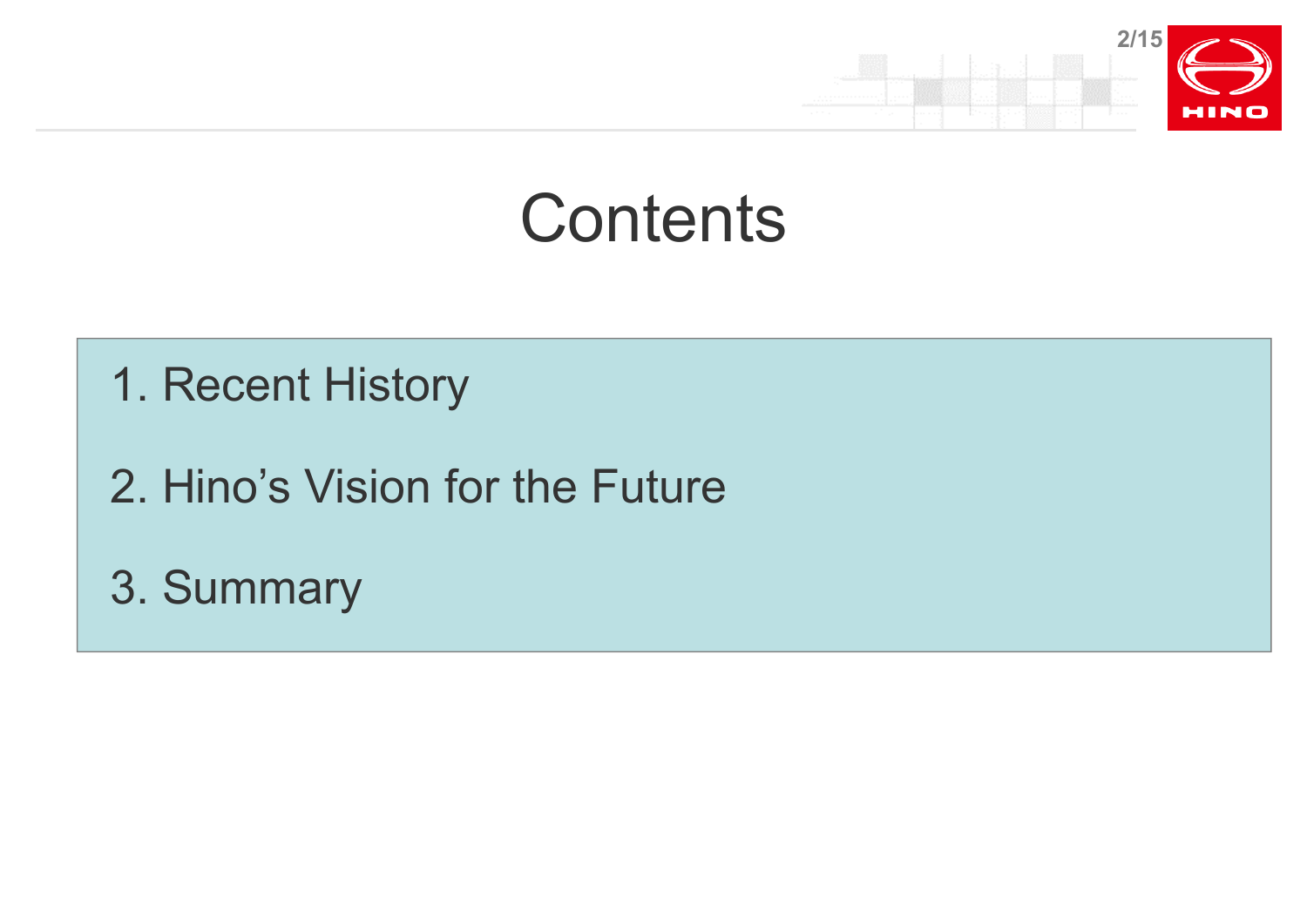# Contents

1. Recent History
2. Hino's Vision for the Future
3. Summary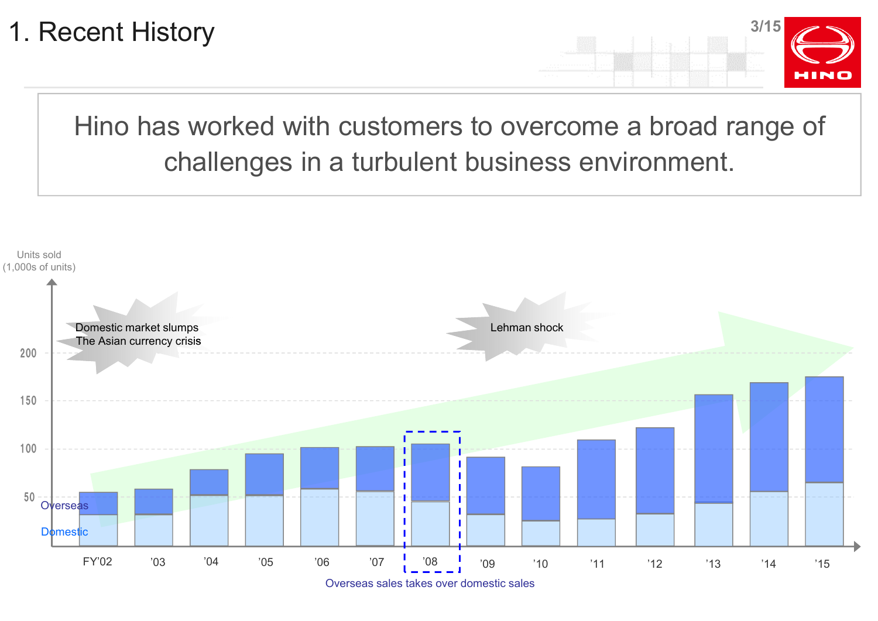# 1. Recent History

Hino has worked with customers to overcome a broad range of challenges in a turbulent business environment.

Units sold (1,000s of units)

200

150

100

50

Overseas

Domestic

Domestic market slumps
The Asian currency crisis

Lehman shock

FY'02 '03 '04 '05 '06 '07 '08 '09 '10 '11 '12 '13 '14 '15

Overseas sales takes over domestic sales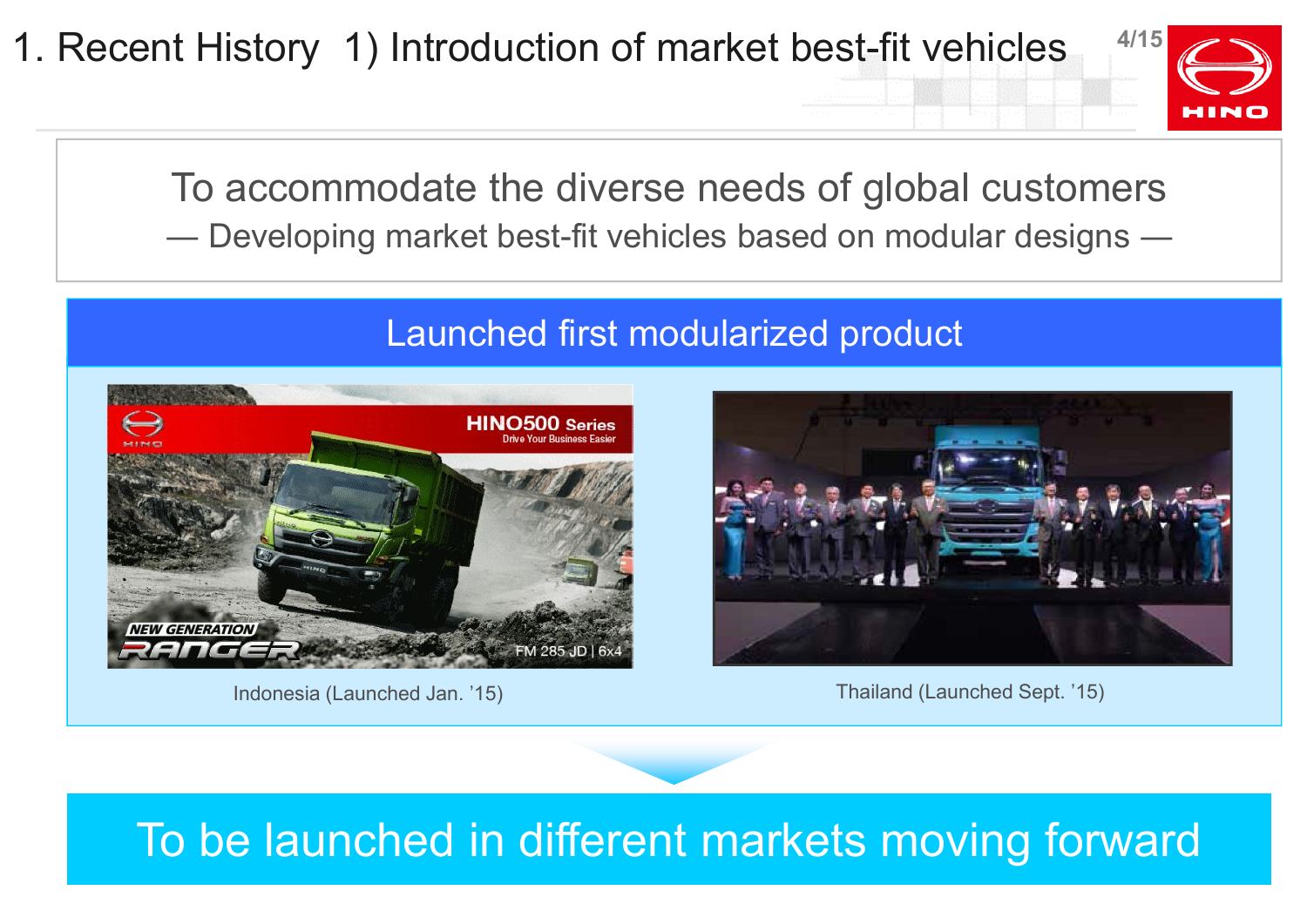# 1. Recent History 1) Introduction of market best-fit vehicles

To accommodate the diverse needs of global customers

— Developing market best-fit vehicles based on modular designs —

## Launched first modularized product

Indonesia (Launched Jan. '15)

Thailand (Launched Sept. '15)

**To be launched in different markets moving forward**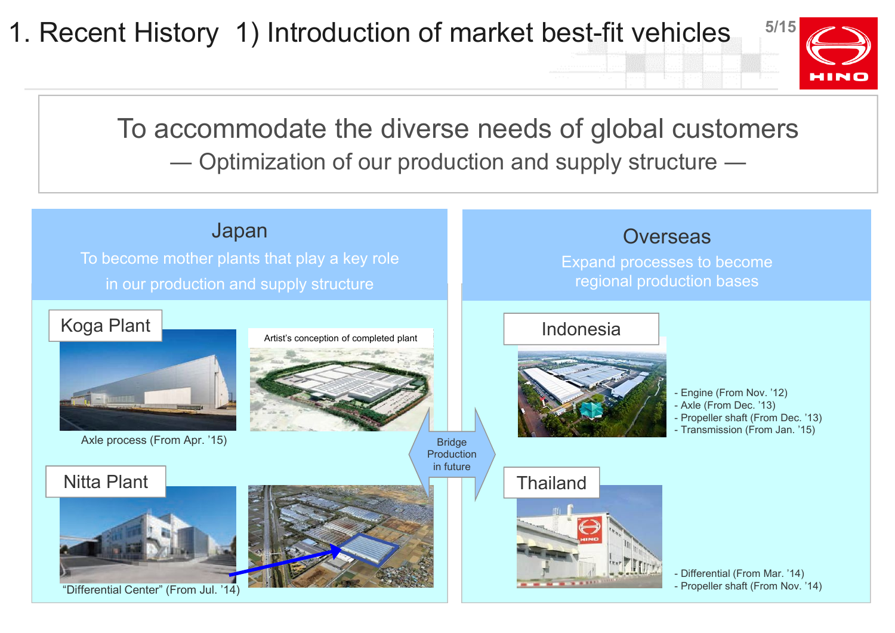# 1. Recent History 1) Introduction of market best-fit vehicles

## To accommodate the diverse needs of global customers

— Optimization of our production and supply structure —

### Japan

To become mother plants that play a key role in our production and supply structure

**Koga Plant**

Artist's conception of completed plant

Axle process (From Apr. '15)

**Nitta Plant**

"Differential Center" (From Jul. '14)

Bridge Production in future

### Overseas

Expand processes to become regional production bases

**Indonesia**

- Engine (From Nov. '12)
- Axle (From Dec. '13)
- Propeller shaft (From Dec. '13)
- Transmission (From Jan. '15)

**Thailand**

- Differential (From Mar. '14)
- Propeller shaft (From Nov. '14)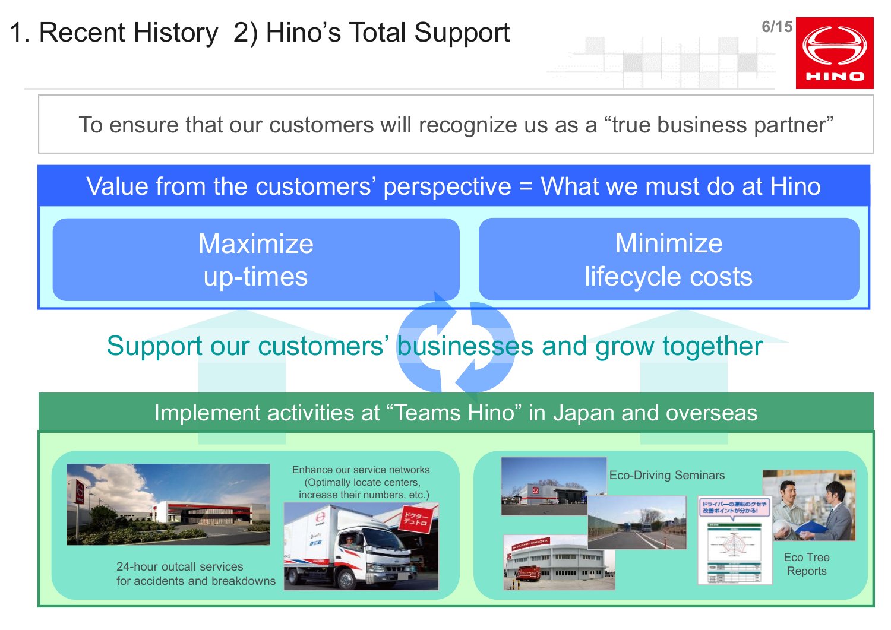# 1. Recent History 2) Hino's Total Support

To ensure that our customers will recognize us as a "true business partner"

## Value from the customers' perspective = What we must do at Hino

- Maximize up-times
- Minimize lifecycle costs

**Support our customers' businesses and grow together**

## Implement activities at "Teams Hino" in Japan and overseas

- 24-hour outcall services for accidents and breakdowns
- Enhance our service networks (Optimally locate centers, increase their numbers, etc.)
- Eco-Driving Seminars
- Eco Tree Reports

ドクターデュトロ

ドライバーの運転のクセや改善ポイントが分かる!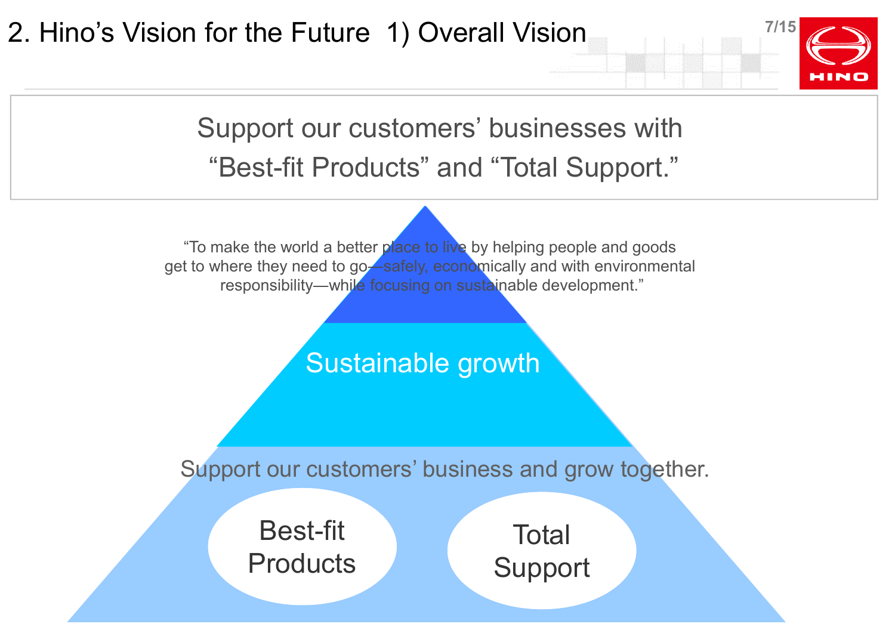# 2. Hino's Vision for the Future 1) Overall Vision

Support our customers' businesses with "Best-fit Products" and "Total Support."

"To make the world a better place to live by helping people and goods get to where they need to go—safely, economically and with environmental responsibility—while focusing on sustainable development."

Sustainable growth

Support our customers' business and grow together.

Best-fit Products

Total Support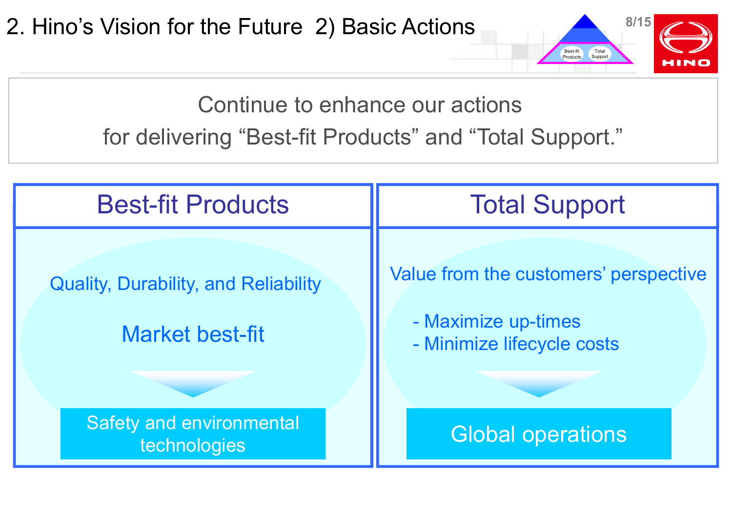# 2. Hino's Vision for the Future 2) Basic Actions

Continue to enhance our actions for delivering "Best-fit Products" and "Total Support."

## Best-fit Products

Quality, Durability, and Reliability

Market best-fit

**Safety and environmental technologies**

## Total Support

Value from the customers' perspective

- Maximize up-times
- Minimize lifecycle costs

**Global operations**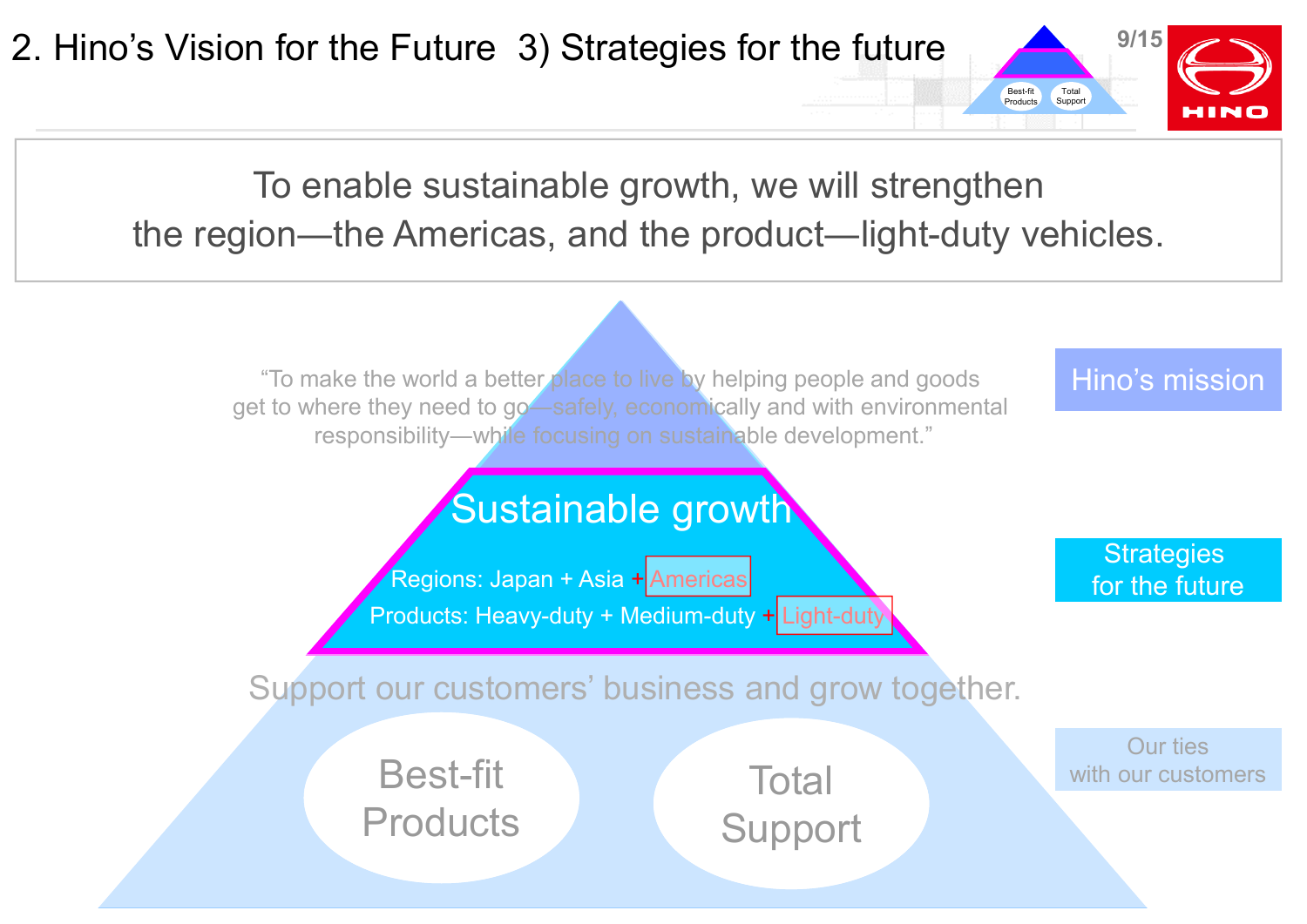# 2. Hino's Vision for the Future 3) Strategies for the future

To enable sustainable growth, we will strengthen the region—the Americas, and the product—light-duty vehicles.

**Hino's mission**

"To make the world a better place to live by helping people and goods get to where they need to go—safely, economically and with environmental responsibility—while focusing on sustainable development."

**Strategies for the future**

## Sustainable growth

Regions: Japan + Asia + Americas

Products: Heavy-duty + Medium-duty + Light-duty

**Our ties with our customers**

Support our customers' business and grow together.

- Best-fit Products
- Total Support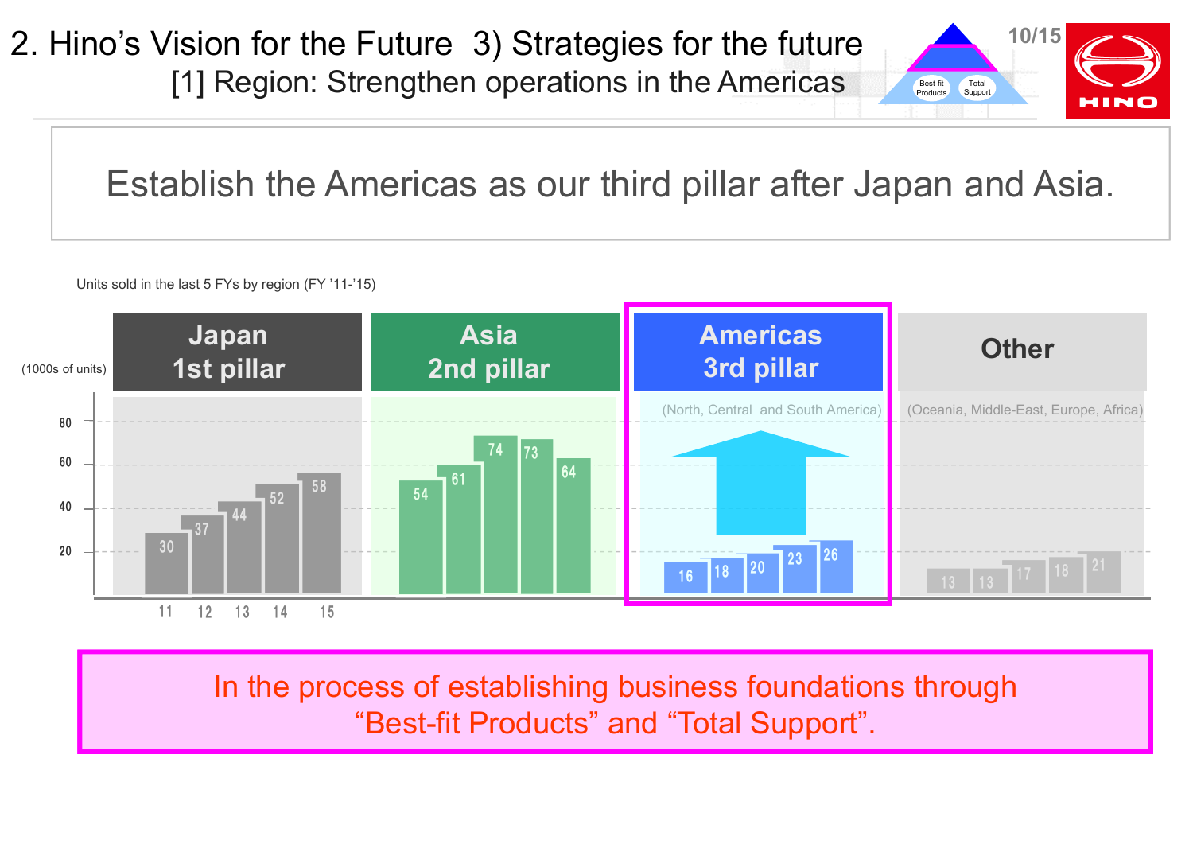# 2. Hino's Vision for the Future 3) Strategies for the future

## [1] Region: Strengthen operations in the Americas

**Establish the Americas as our third pillar after Japan and Asia.**

Units sold in the last 5 FYs by region (FY '11-'15)

(1000s of units)

| FY | Japan (1st pillar) | Asia (2nd pillar) | Americas (3rd pillar) (North, Central and South America) | Other (Oceania, Middle-East, Europe, Africa) |
|---|---|---|---|---|
| 11 | 30 | 54 | 16 | 13 |
| 12 | 37 | 61 | 18 | 13 |
| 13 | 44 | 74 | 20 | 17 |
| 14 | 52 | 73 | 23 | 18 |
| 15 | 58 | 64 | 26 | 21 |

In the process of establishing business foundations through "Best-fit Products" and "Total Support".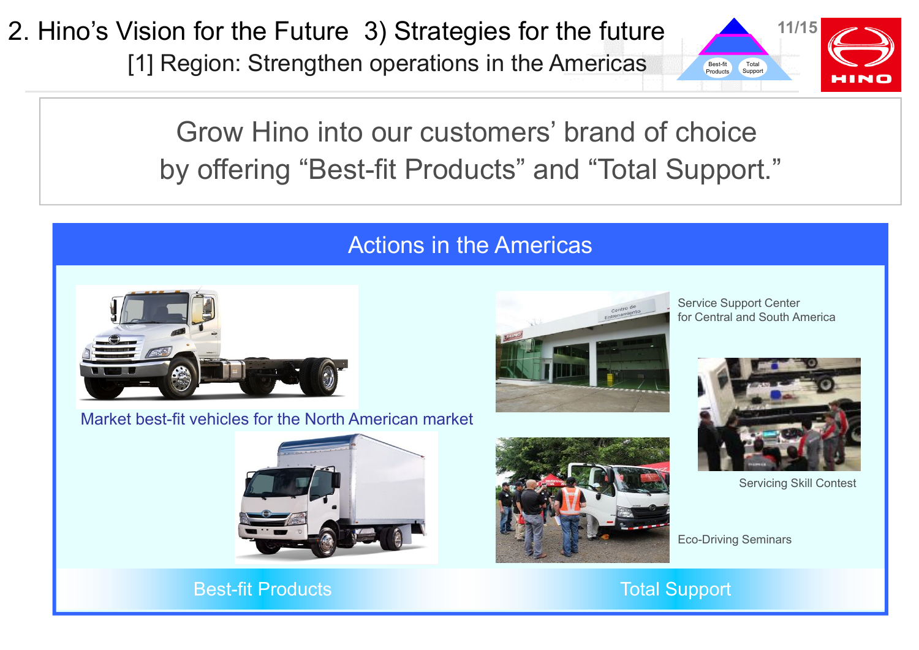# 2. Hino's Vision for the Future 3) Strategies for the future

## [1] Region: Strengthen operations in the Americas

Grow Hino into our customers' brand of choice by offering "Best-fit Products" and "Total Support."

### Actions in the Americas

Market best-fit vehicles for the North American market

Service Support Center for Central and South America

Servicing Skill Contest

Eco-Driving Seminars

**Best-fit Products** | **Total Support**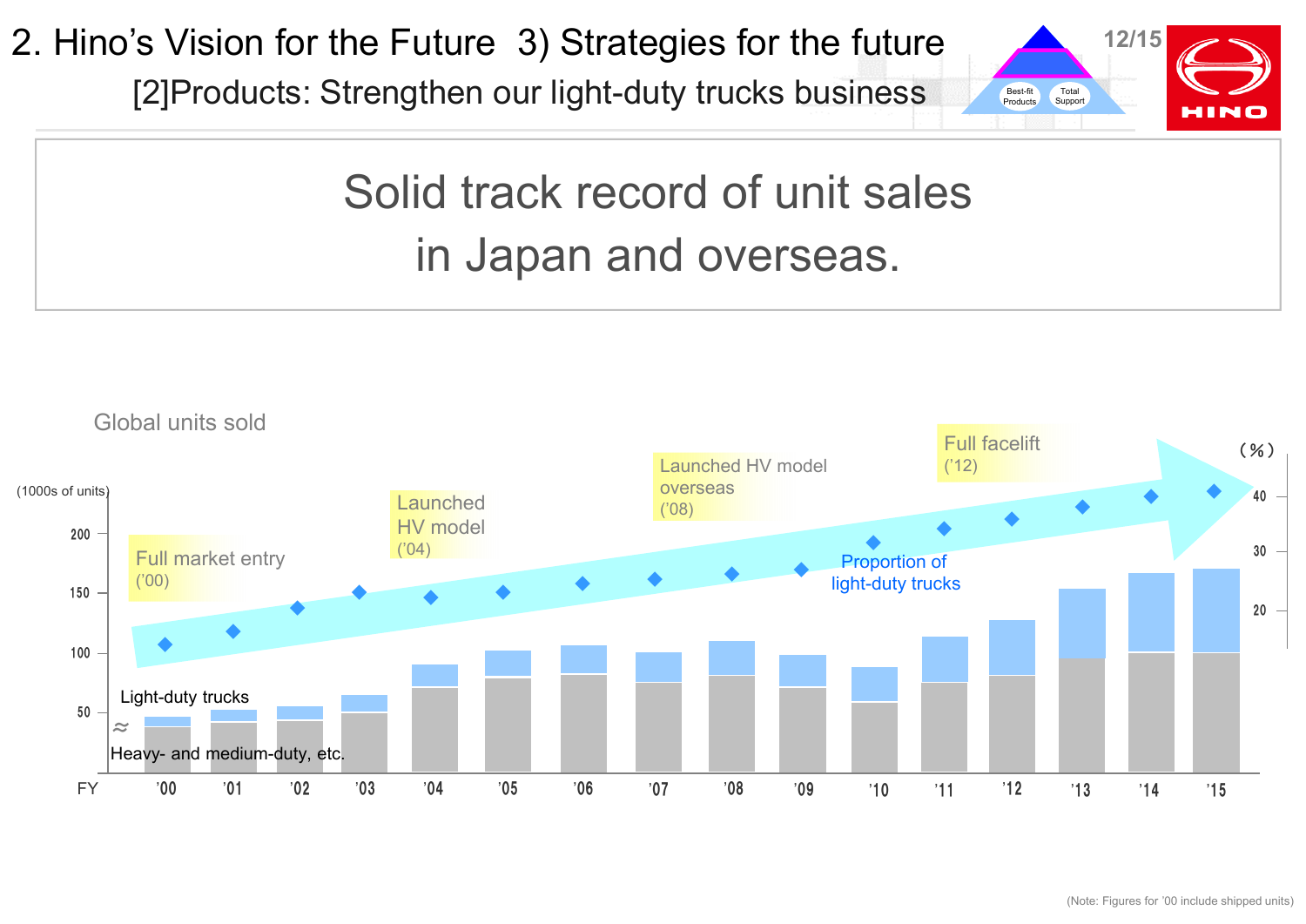# 2. Hino's Vision for the Future 3) Strategies for the future

## [2]Products: Strengthen our light-duty trucks business

**Solid track record of unit sales in Japan and overseas.**

Global units sold

(1000s of units)

- Full market entry ('00)
- Launched HV model ('04)
- Launched HV model overseas ('08)
- Full facelift ('12)

Legend: Light-duty trucks; Heavy- and medium-duty, etc.; Proportion of light-duty trucks (%)

FY '00 – '15

(Note: Figures for '00 include shipped units)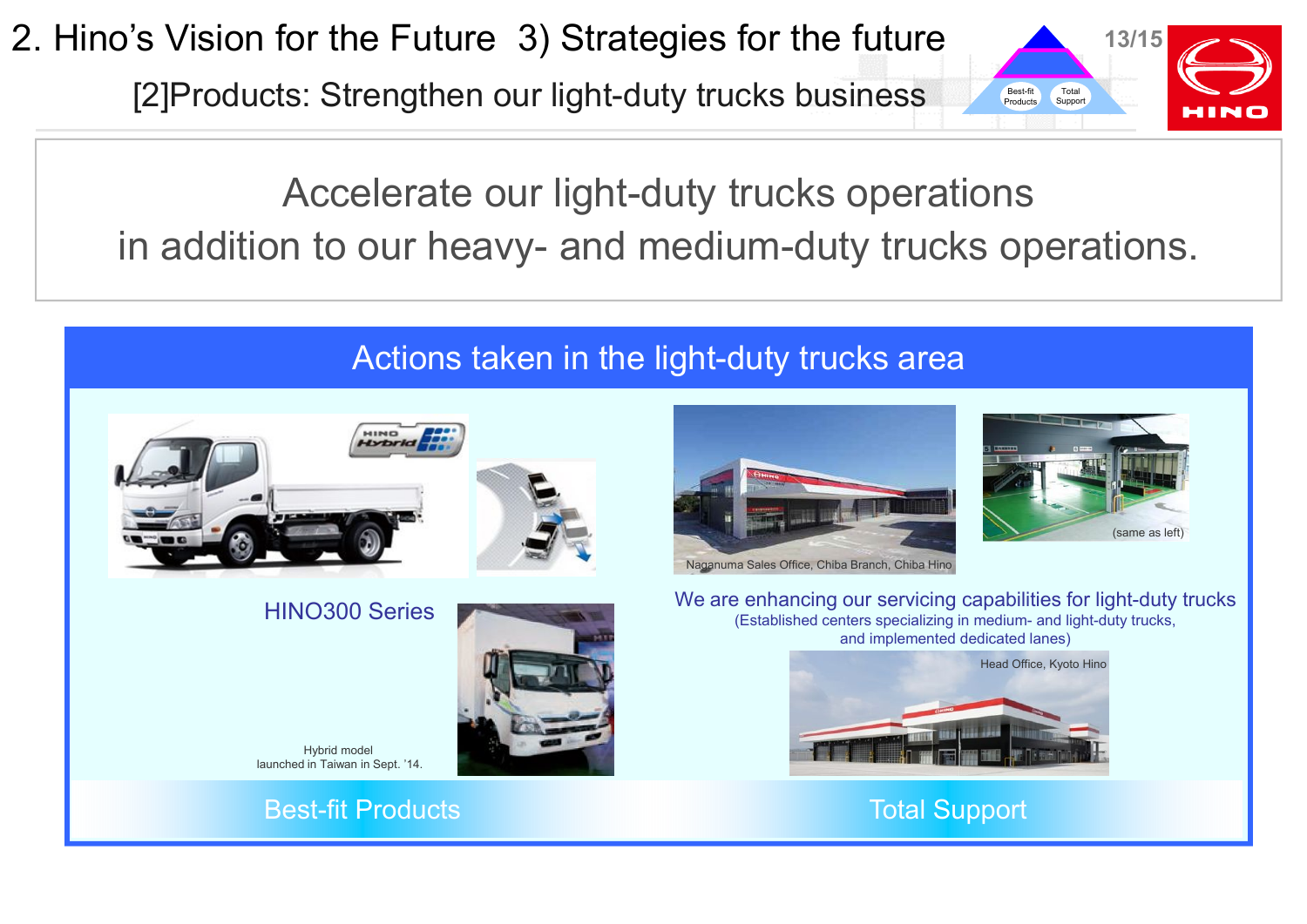# 2. Hino's Vision for the Future 3) Strategies for the future

## [2]Products: Strengthen our light-duty trucks business

Accelerate our light-duty trucks operations
in addition to our heavy- and medium-duty trucks operations.

### Actions taken in the light-duty trucks area

HINO300 Series

Hybrid model
launched in Taiwan in Sept. '14.

Naganuma Sales Office, Chiba Branch, Chiba Hino

(same as left)

We are enhancing our servicing capabilities for light-duty trucks
(Established centers specializing in medium- and light-duty trucks,
and implemented dedicated lanes)

Head Office, Kyoto Hino

Best-fit Products

Total Support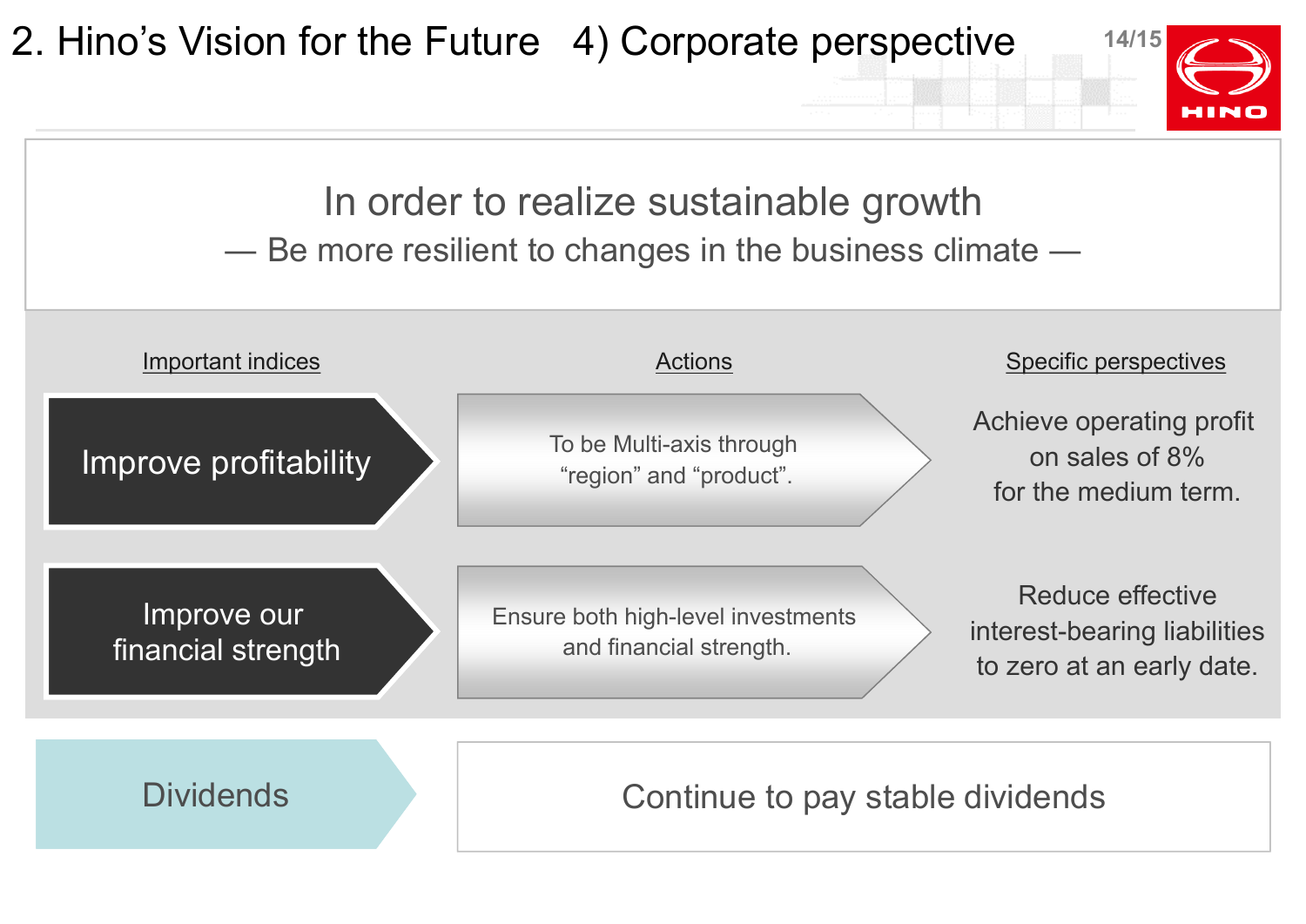# 2. Hino's Vision for the Future 4) Corporate perspective

## In order to realize sustainable growth

— Be more resilient to changes in the business climate —

| Important indices | Actions | Specific perspectives |
| --- | --- | --- |
| Improve profitability | To be Multi-axis through "region" and "product". | Achieve operating profit on sales of 8% for the medium term. |
| Improve our financial strength | Ensure both high-level investments and financial strength. | Reduce effective interest-bearing liabilities to zero at an early date. |

**Dividends** — Continue to pay stable dividends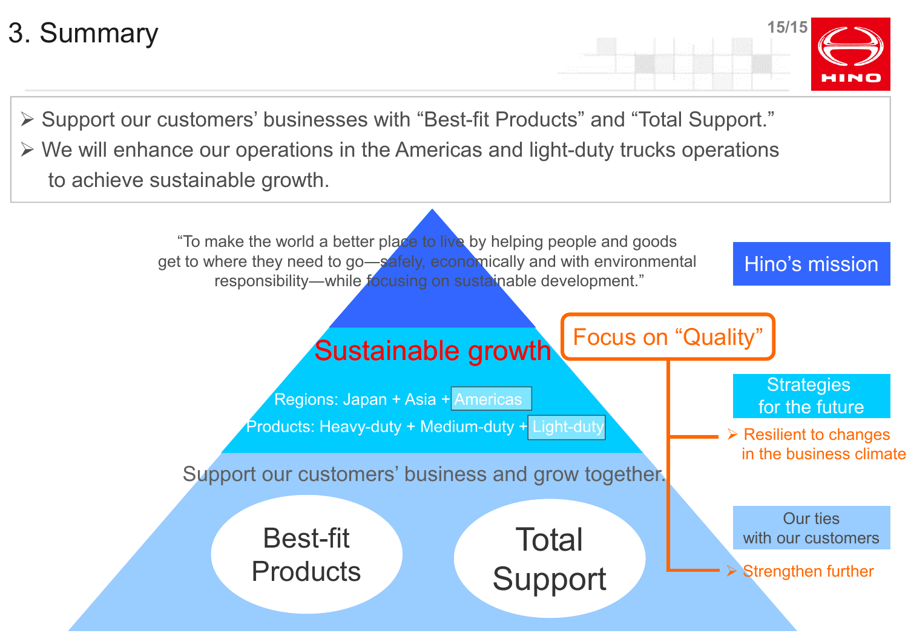# 3. Summary

- Support our customers' businesses with "Best-fit Products" and "Total Support."
- We will enhance our operations in the Americas and light-duty trucks operations to achieve sustainable growth.

"To make the world a better place to live by helping people and goods get to where they need to go—safely, economically and with environmental responsibility—while focusing on sustainable development."

**Hino's mission**

**Sustainable growth**

Regions: Japan + Asia + Americas

Products: Heavy-duty + Medium-duty + Light-duty

**Strategies for the future**

- Resilient to changes in the business climate

**Focus on "Quality"**

Support our customers' business and grow together.

Best-fit Products

Total Support

**Our ties with our customers**

- Strengthen further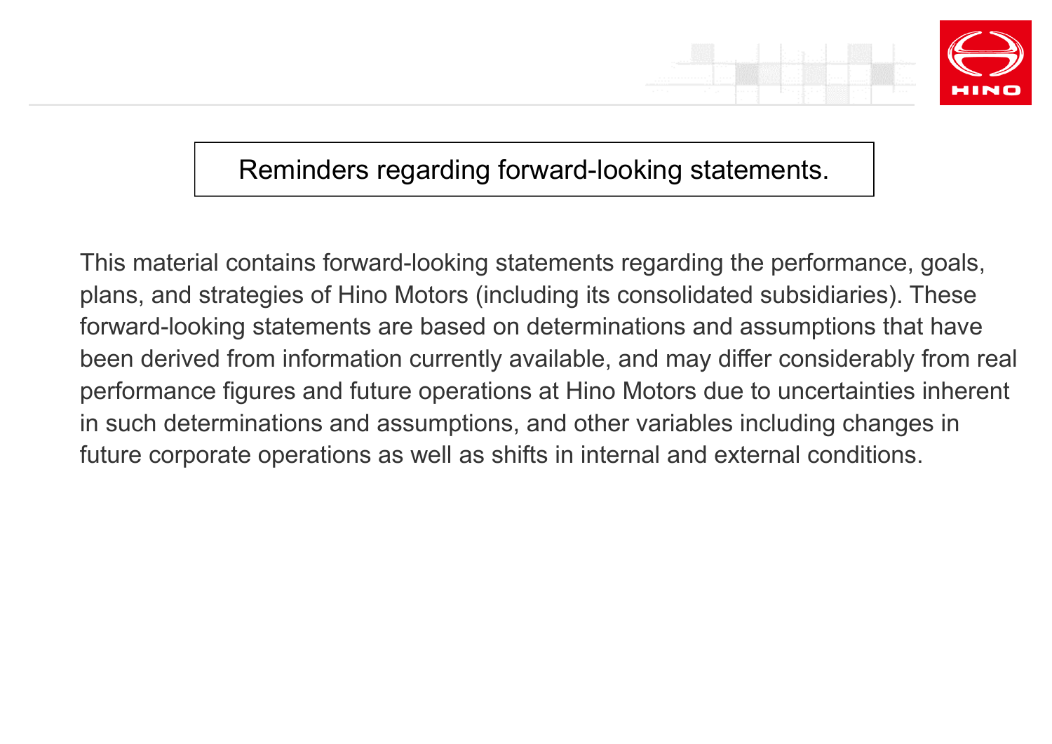## Reminders regarding forward-looking statements.

This material contains forward-looking statements regarding the performance, goals, plans, and strategies of Hino Motors (including its consolidated subsidiaries). These forward-looking statements are based on determinations and assumptions that have been derived from information currently available, and may differ considerably from real performance figures and future operations at Hino Motors due to uncertainties inherent in such determinations and assumptions, and other variables including changes in future corporate operations as well as shifts in internal and external conditions.